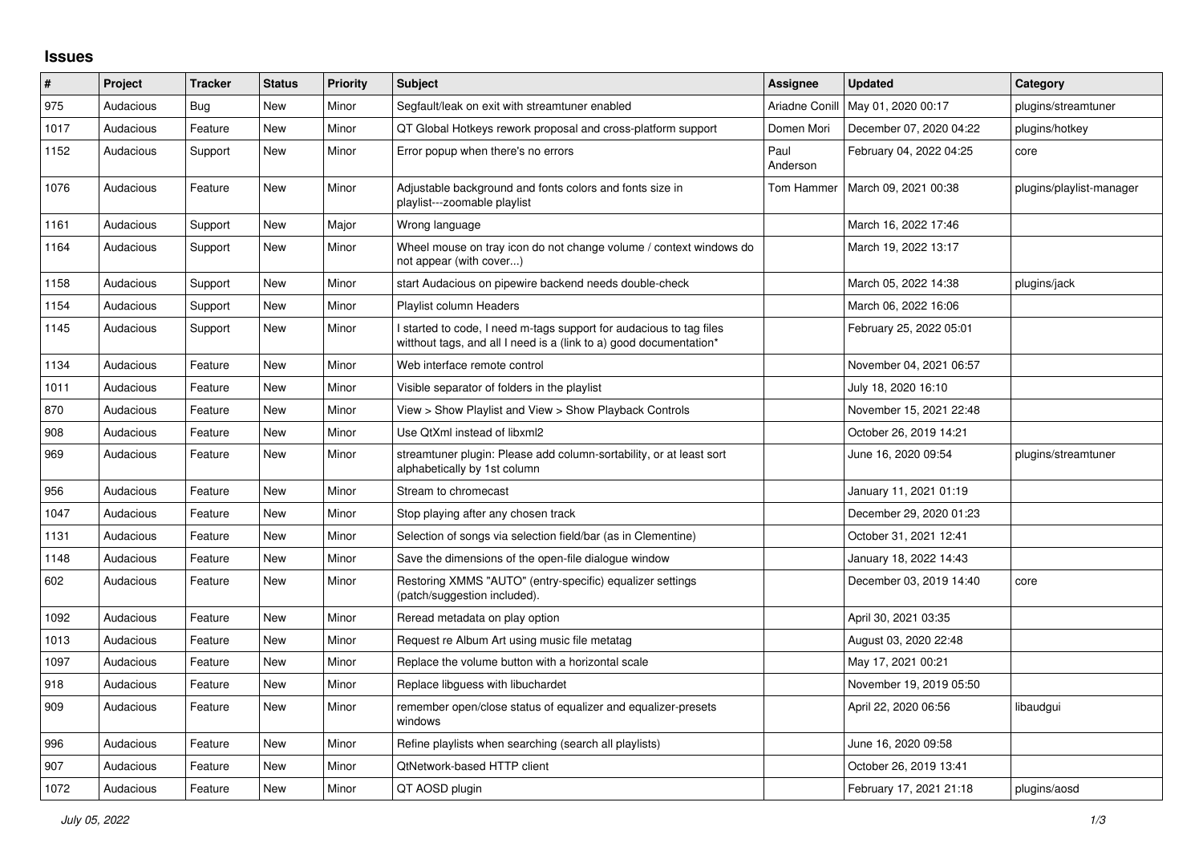## Issues

| # | Project | Tracker | Status | Priority | Subject | Assignee | Updated | Category |
|---|---|---|---|---|---|---|---|---|
| 975 | Audacious | Bug | New | Minor | Segfault/leak on exit with streamtuner enabled | Ariadne Conill | May 01, 2020 00:17 | plugins/streamtuner |
| 1017 | Audacious | Feature | New | Minor | QT Global Hotkeys rework proposal and cross-platform support | Domen Mori | December 07, 2020 04:22 | plugins/hotkey |
| 1152 | Audacious | Support | New | Minor | Error popup when there's no errors | Paul Anderson | February 04, 2022 04:25 | core |
| 1076 | Audacious | Feature | New | Minor | Adjustable background and fonts colors and fonts size in playlist---zoomable playlist | Tom Hammer | March 09, 2021 00:38 | plugins/playlist-manager |
| 1161 | Audacious | Support | New | Major | Wrong language | | March 16, 2022 17:46 | |
| 1164 | Audacious | Support | New | Minor | Wheel mouse on tray icon do not change volume / context windows do not appear (with cover...) | | March 19, 2022 13:17 | |
| 1158 | Audacious | Support | New | Minor | start Audacious on pipewire backend needs double-check | | March 05, 2022 14:38 | plugins/jack |
| 1154 | Audacious | Support | New | Minor | Playlist column Headers | | March 06, 2022 16:06 | |
| 1145 | Audacious | Support | New | Minor | I started to code, I need m-tags support for audacious to tag files witthout tags, and all I need is a (link to a) good documentation* | | February 25, 2022 05:01 | |
| 1134 | Audacious | Feature | New | Minor | Web interface remote control | | November 04, 2021 06:57 | |
| 1011 | Audacious | Feature | New | Minor | Visible separator of folders in the playlist | | July 18, 2020 16:10 | |
| 870 | Audacious | Feature | New | Minor | View > Show Playlist and View > Show Playback Controls | | November 15, 2021 22:48 | |
| 908 | Audacious | Feature | New | Minor | Use QtXml instead of libxml2 | | October 26, 2019 14:21 | |
| 969 | Audacious | Feature | New | Minor | streamtuner plugin: Please add column-sortability, or at least sort alphabetically by 1st column | | June 16, 2020 09:54 | plugins/streamtuner |
| 956 | Audacious | Feature | New | Minor | Stream to chromecast | | January 11, 2021 01:19 | |
| 1047 | Audacious | Feature | New | Minor | Stop playing after any chosen track | | December 29, 2020 01:23 | |
| 1131 | Audacious | Feature | New | Minor | Selection of songs via selection field/bar (as in Clementine) | | October 31, 2021 12:41 | |
| 1148 | Audacious | Feature | New | Minor | Save the dimensions of the open-file dialogue window | | January 18, 2022 14:43 | |
| 602 | Audacious | Feature | New | Minor | Restoring XMMS "AUTO" (entry-specific) equalizer settings (patch/suggestion included). | | December 03, 2019 14:40 | core |
| 1092 | Audacious | Feature | New | Minor | Reread metadata on play option | | April 30, 2021 03:35 | |
| 1013 | Audacious | Feature | New | Minor | Request re Album Art using music file metatag | | August 03, 2020 22:48 | |
| 1097 | Audacious | Feature | New | Minor | Replace the volume button with a horizontal scale | | May 17, 2021 00:21 | |
| 918 | Audacious | Feature | New | Minor | Replace libguess with libuchardet | | November 19, 2019 05:50 | |
| 909 | Audacious | Feature | New | Minor | remember open/close status of equalizer and equalizer-presets windows | | April 22, 2020 06:56 | libaudgui |
| 996 | Audacious | Feature | New | Minor | Refine playlists when searching (search all playlists) | | June 16, 2020 09:58 | |
| 907 | Audacious | Feature | New | Minor | QtNetwork-based HTTP client | | October 26, 2019 13:41 | |
| 1072 | Audacious | Feature | New | Minor | QT AOSD plugin | | February 17, 2021 21:18 | plugins/aosd |

*July 05, 2022*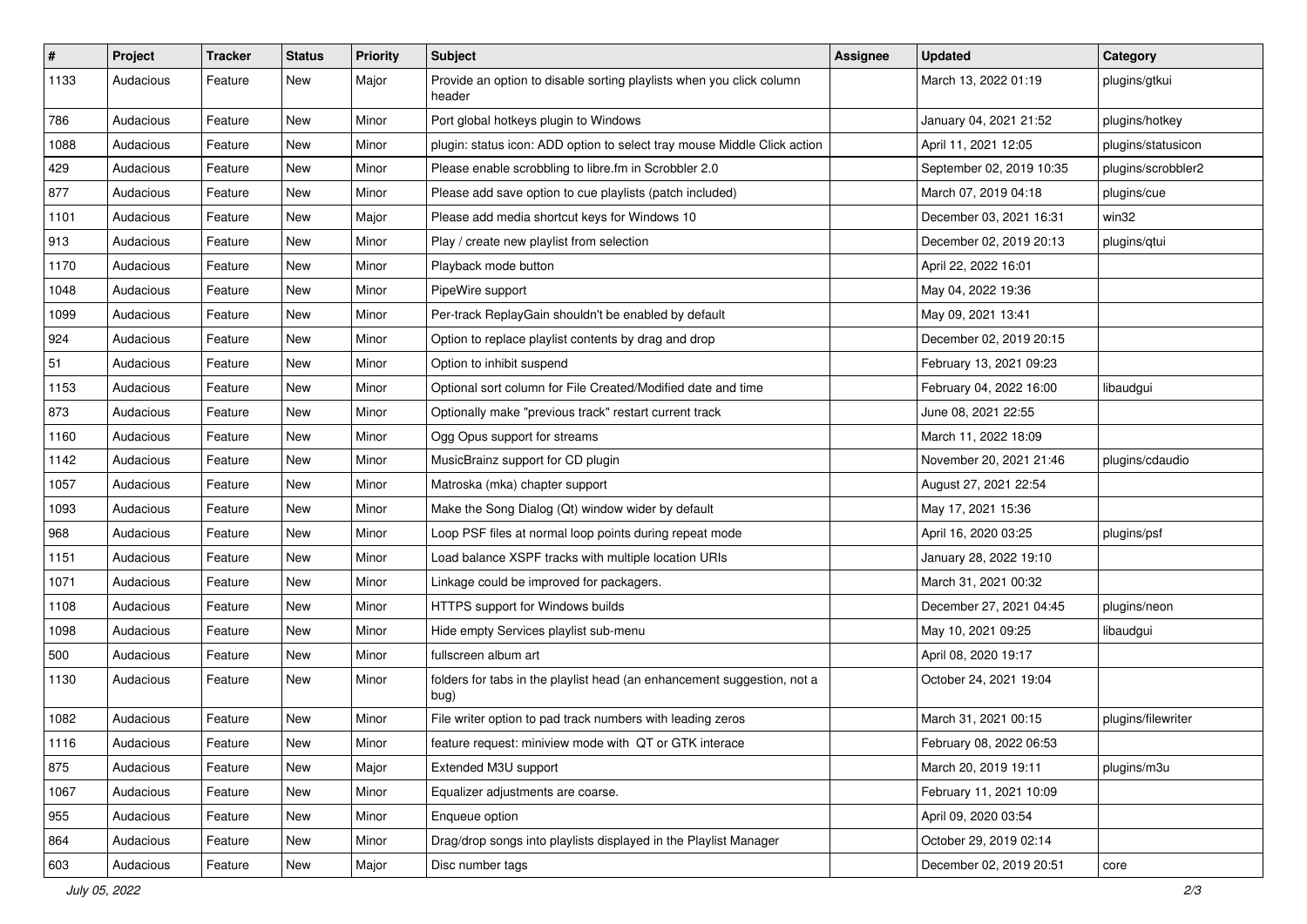| # | Project | Tracker | Status | Priority | Subject | Assignee | Updated | Category |
|---|---|---|---|---|---|---|---|---|
| 1133 | Audacious | Feature | New | Major | Provide an option to disable sorting playlists when you click column header | | March 13, 2022 01:19 | plugins/gtkui |
| 786 | Audacious | Feature | New | Minor | Port global hotkeys plugin to Windows | | January 04, 2021 21:52 | plugins/hotkey |
| 1088 | Audacious | Feature | New | Minor | plugin: status icon: ADD option to select tray mouse Middle Click action | | April 11, 2021 12:05 | plugins/statusicon |
| 429 | Audacious | Feature | New | Minor | Please enable scrobbling to libre.fm in Scrobbler 2.0 | | September 02, 2019 10:35 | plugins/scrobbler2 |
| 877 | Audacious | Feature | New | Minor | Please add save option to cue playlists (patch included) | | March 07, 2019 04:18 | plugins/cue |
| 1101 | Audacious | Feature | New | Major | Please add media shortcut keys for Windows 10 | | December 03, 2021 16:31 | win32 |
| 913 | Audacious | Feature | New | Minor | Play / create new playlist from selection | | December 02, 2019 20:13 | plugins/qtui |
| 1170 | Audacious | Feature | New | Minor | Playback mode button | | April 22, 2022 16:01 | |
| 1048 | Audacious | Feature | New | Minor | PipeWire support | | May 04, 2022 19:36 | |
| 1099 | Audacious | Feature | New | Minor | Per-track ReplayGain shouldn't be enabled by default | | May 09, 2021 13:41 | |
| 924 | Audacious | Feature | New | Minor | Option to replace playlist contents by drag and drop | | December 02, 2019 20:15 | |
| 51 | Audacious | Feature | New | Minor | Option to inhibit suspend | | February 13, 2021 09:23 | |
| 1153 | Audacious | Feature | New | Minor | Optional sort column for File Created/Modified date and time | | February 04, 2022 16:00 | libaudgui |
| 873 | Audacious | Feature | New | Minor | Optionally make "previous track" restart current track | | June 08, 2021 22:55 | |
| 1160 | Audacious | Feature | New | Minor | Ogg Opus support for streams | | March 11, 2022 18:09 | |
| 1142 | Audacious | Feature | New | Minor | MusicBrainz support for CD plugin | | November 20, 2021 21:46 | plugins/cdaudio |
| 1057 | Audacious | Feature | New | Minor | Matroska (mka) chapter support | | August 27, 2021 22:54 | |
| 1093 | Audacious | Feature | New | Minor | Make the Song Dialog (Qt) window wider by default | | May 17, 2021 15:36 | |
| 968 | Audacious | Feature | New | Minor | Loop PSF files at normal loop points during repeat mode | | April 16, 2020 03:25 | plugins/psf |
| 1151 | Audacious | Feature | New | Minor | Load balance XSPF tracks with multiple location URIs | | January 28, 2022 19:10 | |
| 1071 | Audacious | Feature | New | Minor | Linkage could be improved for packagers. | | March 31, 2021 00:32 | |
| 1108 | Audacious | Feature | New | Minor | HTTPS support for Windows builds | | December 27, 2021 04:45 | plugins/neon |
| 1098 | Audacious | Feature | New | Minor | Hide empty Services playlist sub-menu | | May 10, 2021 09:25 | libaudgui |
| 500 | Audacious | Feature | New | Minor | fullscreen album art | | April 08, 2020 19:17 | |
| 1130 | Audacious | Feature | New | Minor | folders for tabs in the playlist head (an enhancement suggestion, not a bug) | | October 24, 2021 19:04 | |
| 1082 | Audacious | Feature | New | Minor | File writer option to pad track numbers with leading zeros | | March 31, 2021 00:15 | plugins/filewriter |
| 1116 | Audacious | Feature | New | Minor | feature request: miniview mode with QT or GTK interace | | February 08, 2022 06:53 | |
| 875 | Audacious | Feature | New | Major | Extended M3U support | | March 20, 2019 19:11 | plugins/m3u |
| 1067 | Audacious | Feature | New | Minor | Equalizer adjustments are coarse. | | February 11, 2021 10:09 | |
| 955 | Audacious | Feature | New | Minor | Enqueue option | | April 09, 2020 03:54 | |
| 864 | Audacious | Feature | New | Minor | Drag/drop songs into playlists displayed in the Playlist Manager | | October 29, 2019 02:14 | |
| 603 | Audacious | Feature | New | Major | Disc number tags | | December 02, 2019 20:51 | core |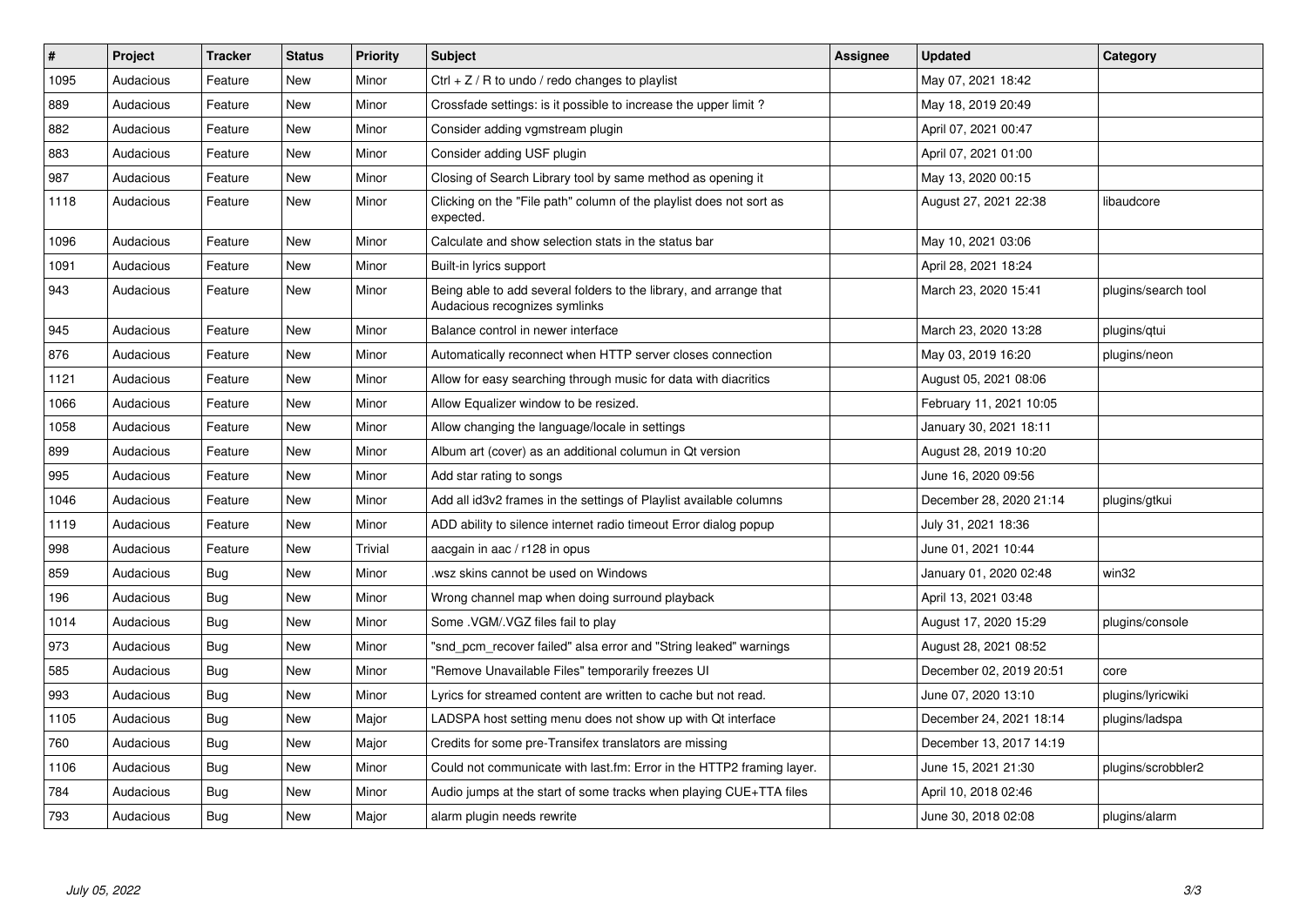| # | Project | Tracker | Status | Priority | Subject | Assignee | Updated | Category |
|---|---|---|---|---|---|---|---|---|
| 1095 | Audacious | Feature | New | Minor | Ctrl + Z / R to undo / redo changes to playlist | | May 07, 2021 18:42 | |
| 889 | Audacious | Feature | New | Minor | Crossfade settings: is it possible to increase the upper limit ? | | May 18, 2019 20:49 | |
| 882 | Audacious | Feature | New | Minor | Consider adding vgmstream plugin | | April 07, 2021 00:47 | |
| 883 | Audacious | Feature | New | Minor | Consider adding USF plugin | | April 07, 2021 01:00 | |
| 987 | Audacious | Feature | New | Minor | Closing of Search Library tool by same method as opening it | | May 13, 2020 00:15 | |
| 1118 | Audacious | Feature | New | Minor | Clicking on the "File path" column of the playlist does not sort as expected. | | August 27, 2021 22:38 | libaudcore |
| 1096 | Audacious | Feature | New | Minor | Calculate and show selection stats in the status bar | | May 10, 2021 03:06 | |
| 1091 | Audacious | Feature | New | Minor | Built-in lyrics support | | April 28, 2021 18:24 | |
| 943 | Audacious | Feature | New | Minor | Being able to add several folders to the library, and arrange that Audacious recognizes symlinks | | March 23, 2020 15:41 | plugins/search tool |
| 945 | Audacious | Feature | New | Minor | Balance control in newer interface | | March 23, 2020 13:28 | plugins/qtui |
| 876 | Audacious | Feature | New | Minor | Automatically reconnect when HTTP server closes connection | | May 03, 2019 16:20 | plugins/neon |
| 1121 | Audacious | Feature | New | Minor | Allow for easy searching through music for data with diacritics | | August 05, 2021 08:06 | |
| 1066 | Audacious | Feature | New | Minor | Allow Equalizer window to be resized. | | February 11, 2021 10:05 | |
| 1058 | Audacious | Feature | New | Minor | Allow changing the language/locale in settings | | January 30, 2021 18:11 | |
| 899 | Audacious | Feature | New | Minor | Album art (cover) as an additional columun in Qt version | | August 28, 2019 10:20 | |
| 995 | Audacious | Feature | New | Minor | Add star rating to songs | | June 16, 2020 09:56 | |
| 1046 | Audacious | Feature | New | Minor | Add all id3v2 frames in the settings of Playlist available columns | | December 28, 2020 21:14 | plugins/gtkui |
| 1119 | Audacious | Feature | New | Minor | ADD ability to silence internet radio timeout Error dialog popup | | July 31, 2021 18:36 | |
| 998 | Audacious | Feature | New | Trivial | aacgain in aac / r128 in opus | | June 01, 2021 10:44 | |
| 859 | Audacious | Bug | New | Minor | .wsz skins cannot be used on Windows | | January 01, 2020 02:48 | win32 |
| 196 | Audacious | Bug | New | Minor | Wrong channel map when doing surround playback | | April 13, 2021 03:48 | |
| 1014 | Audacious | Bug | New | Minor | Some .VGM/.VGZ files fail to play | | August 17, 2020 15:29 | plugins/console |
| 973 | Audacious | Bug | New | Minor | "snd_pcm_recover failed" alsa error and "String leaked" warnings | | August 28, 2021 08:52 | |
| 585 | Audacious | Bug | New | Minor | "Remove Unavailable Files" temporarily freezes UI | | December 02, 2019 20:51 | core |
| 993 | Audacious | Bug | New | Minor | Lyrics for streamed content are written to cache but not read. | | June 07, 2020 13:10 | plugins/lyricwiki |
| 1105 | Audacious | Bug | New | Major | LADSPA host setting menu does not show up with Qt interface | | December 24, 2021 18:14 | plugins/ladspa |
| 760 | Audacious | Bug | New | Major | Credits for some pre-Transifex translators are missing | | December 13, 2017 14:19 | |
| 1106 | Audacious | Bug | New | Minor | Could not communicate with last.fm: Error in the HTTP2 framing layer. | | June 15, 2021 21:30 | plugins/scrobbler2 |
| 784 | Audacious | Bug | New | Minor | Audio jumps at the start of some tracks when playing CUE+TTA files | | April 10, 2018 02:46 | |
| 793 | Audacious | Bug | New | Major | alarm plugin needs rewrite | | June 30, 2018 02:08 | plugins/alarm |